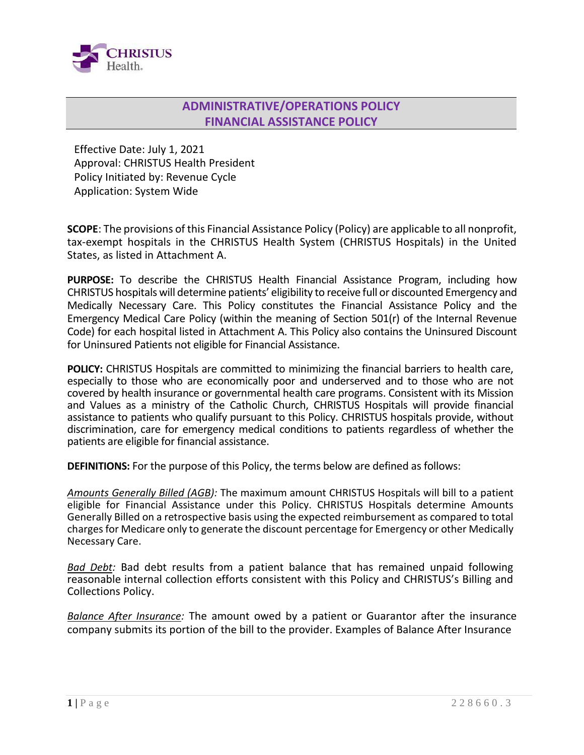# ADMINISTRATIVE/OPERATIONS POLICY
# FINANCIAL ASSISTANCE POLICY

Effective Date: July 1, 2021
Approval: CHRISTUS Health President
Policy Initiated by: Revenue Cycle
Application: System Wide

**SCOPE**: The provisions of this Financial Assistance Policy (Policy) are applicable to all nonprofit, tax-exempt hospitals in the CHRISTUS Health System (CHRISTUS Hospitals) in the United States, as listed in Attachment A.

**PURPOSE:** To describe the CHRISTUS Health Financial Assistance Program, including how CHRISTUS hospitals will determine patients' eligibility to receive full or discounted Emergency and Medically Necessary Care. This Policy constitutes the Financial Assistance Policy and the Emergency Medical Care Policy (within the meaning of Section 501(r) of the Internal Revenue Code) for each hospital listed in Attachment A. This Policy also contains the Uninsured Discount for Uninsured Patients not eligible for Financial Assistance.

**POLICY:** CHRISTUS Hospitals are committed to minimizing the financial barriers to health care, especially to those who are economically poor and underserved and to those who are not covered by health insurance or governmental health care programs. Consistent with its Mission and Values as a ministry of the Catholic Church, CHRISTUS Hospitals will provide financial assistance to patients who qualify pursuant to this Policy. CHRISTUS hospitals provide, without discrimination, care for emergency medical conditions to patients regardless of whether the patients are eligible for financial assistance.

**DEFINITIONS:** For the purpose of this Policy, the terms below are defined as follows:

*Amounts Generally Billed (AGB):* The maximum amount CHRISTUS Hospitals will bill to a patient eligible for Financial Assistance under this Policy. CHRISTUS Hospitals determine Amounts Generally Billed on a retrospective basis using the expected reimbursement as compared to total charges for Medicare only to generate the discount percentage for Emergency or other Medically Necessary Care.

*Bad Debt:* Bad debt results from a patient balance that has remained unpaid following reasonable internal collection efforts consistent with this Policy and CHRISTUS's Billing and Collections Policy.

*Balance After Insurance:* The amount owed by a patient or Guarantor after the insurance company submits its portion of the bill to the provider. Examples of Balance After Insurance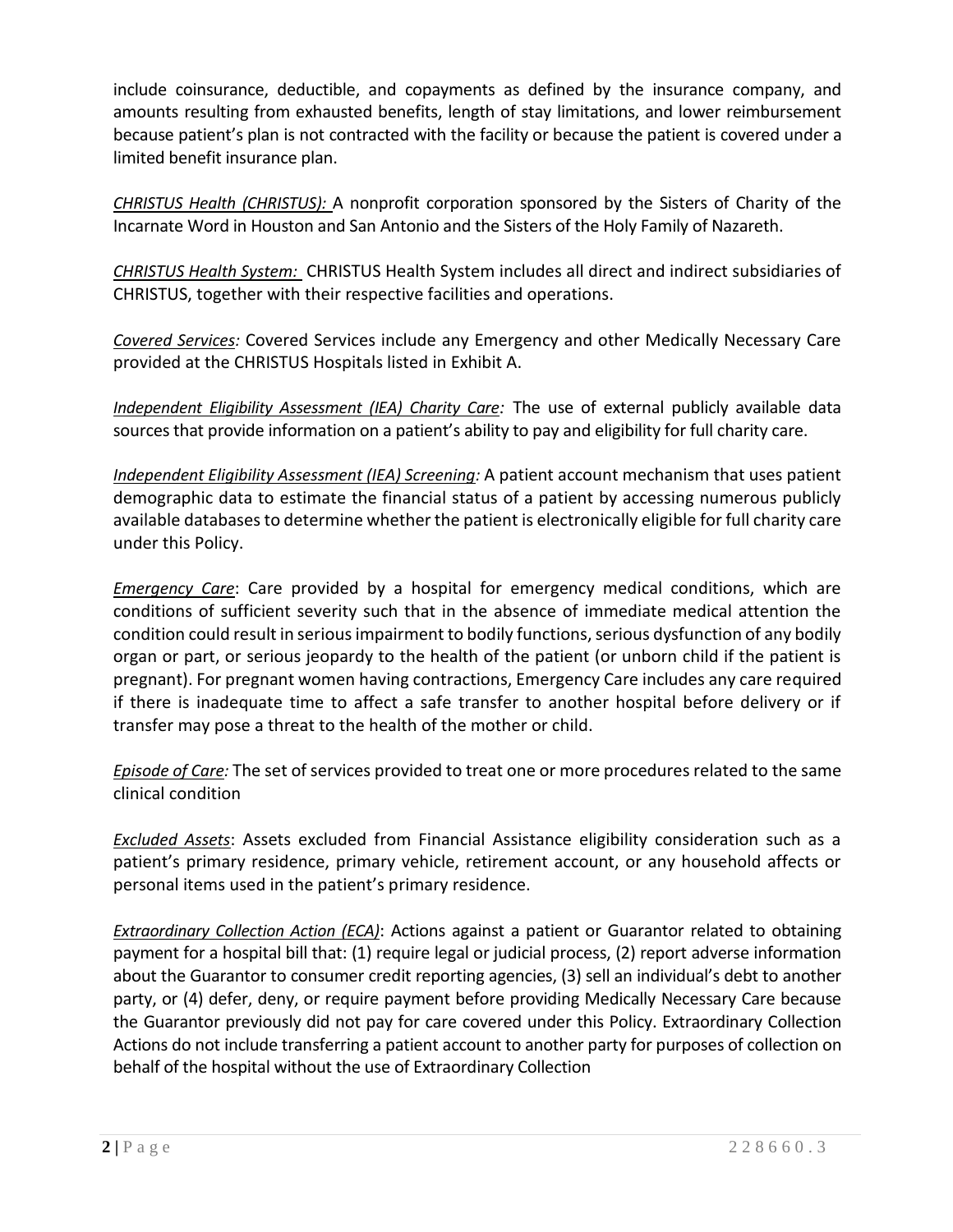include coinsurance, deductible, and copayments as defined by the insurance company, and amounts resulting from exhausted benefits, length of stay limitations, and lower reimbursement because patient's plan is not contracted with the facility or because the patient is covered under a limited benefit insurance plan.

*CHRISTUS Health (CHRISTUS):* A nonprofit corporation sponsored by the Sisters of Charity of the Incarnate Word in Houston and San Antonio and the Sisters of the Holy Family of Nazareth.

*CHRISTUS Health System:* CHRISTUS Health System includes all direct and indirect subsidiaries of CHRISTUS, together with their respective facilities and operations.

*Covered Services:* Covered Services include any Emergency and other Medically Necessary Care provided at the CHRISTUS Hospitals listed in Exhibit A.

*Independent Eligibility Assessment (IEA) Charity Care:* The use of external publicly available data sources that provide information on a patient's ability to pay and eligibility for full charity care.

*Independent Eligibility Assessment (IEA) Screening:* A patient account mechanism that uses patient demographic data to estimate the financial status of a patient by accessing numerous publicly available databases to determine whether the patient is electronically eligible for full charity care under this Policy.

*Emergency Care*: Care provided by a hospital for emergency medical conditions, which are conditions of sufficient severity such that in the absence of immediate medical attention the condition could result in serious impairment to bodily functions, serious dysfunction of any bodily organ or part, or serious jeopardy to the health of the patient (or unborn child if the patient is pregnant). For pregnant women having contractions, Emergency Care includes any care required if there is inadequate time to affect a safe transfer to another hospital before delivery or if transfer may pose a threat to the health of the mother or child.

*Episode of Care:* The set of services provided to treat one or more procedures related to the same clinical condition

*Excluded Assets*: Assets excluded from Financial Assistance eligibility consideration such as a patient's primary residence, primary vehicle, retirement account, or any household affects or personal items used in the patient's primary residence.

*Extraordinary Collection Action (ECA)*: Actions against a patient or Guarantor related to obtaining payment for a hospital bill that: (1) require legal or judicial process, (2) report adverse information about the Guarantor to consumer credit reporting agencies, (3) sell an individual's debt to another party, or (4) defer, deny, or require payment before providing Medically Necessary Care because the Guarantor previously did not pay for care covered under this Policy. Extraordinary Collection Actions do not include transferring a patient account to another party for purposes of collection on behalf of the hospital without the use of Extraordinary Collection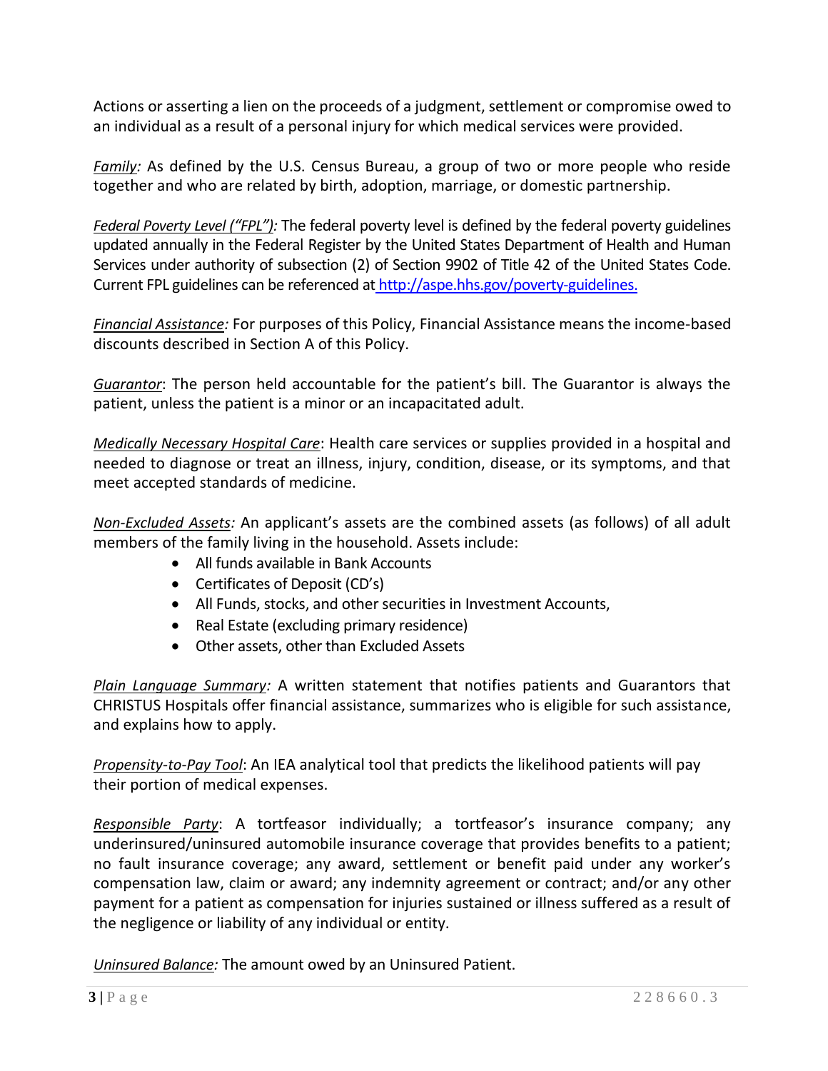Actions or asserting a lien on the proceeds of a judgment, settlement or compromise owed to an individual as a result of a personal injury for which medical services were provided.

*Family:* As defined by the U.S. Census Bureau, a group of two or more people who reside together and who are related by birth, adoption, marriage, or domestic partnership.

*Federal Poverty Level ("FPL"):* The federal poverty level is defined by the federal poverty guidelines updated annually in the Federal Register by the United States Department of Health and Human Services under authority of subsection (2) of Section 9902 of Title 42 of the United States Code. Current FPL guidelines can be referenced at [http://aspe.hhs.gov/poverty-guidelines.](http://aspe.hhs.gov/poverty-guidelines)

*Financial Assistance:* For purposes of this Policy, Financial Assistance means the income-based discounts described in Section A of this Policy.

*Guarantor*: The person held accountable for the patient's bill. The Guarantor is always the patient, unless the patient is a minor or an incapacitated adult.

*Medically Necessary Hospital Care*: Health care services or supplies provided in a hospital and needed to diagnose or treat an illness, injury, condition, disease, or its symptoms, and that meet accepted standards of medicine.

*Non-Excluded Assets:* An applicant's assets are the combined assets (as follows) of all adult members of the family living in the household. Assets include:

- All funds available in Bank Accounts
- Certificates of Deposit (CD's)
- All Funds, stocks, and other securities in Investment Accounts,
- Real Estate (excluding primary residence)
- Other assets, other than Excluded Assets

*Plain Language Summary:* A written statement that notifies patients and Guarantors that CHRISTUS Hospitals offer financial assistance, summarizes who is eligible for such assistance, and explains how to apply.

*Propensity-to-Pay Tool*: An IEA analytical tool that predicts the likelihood patients will pay their portion of medical expenses.

*Responsible Party*: A tortfeasor individually; a tortfeasor's insurance company; any underinsured/uninsured automobile insurance coverage that provides benefits to a patient; no fault insurance coverage; any award, settlement or benefit paid under any worker's compensation law, claim or award; any indemnity agreement or contract; and/or any other payment for a patient as compensation for injuries sustained or illness suffered as a result of the negligence or liability of any individual or entity.

*Uninsured Balance:* The amount owed by an Uninsured Patient.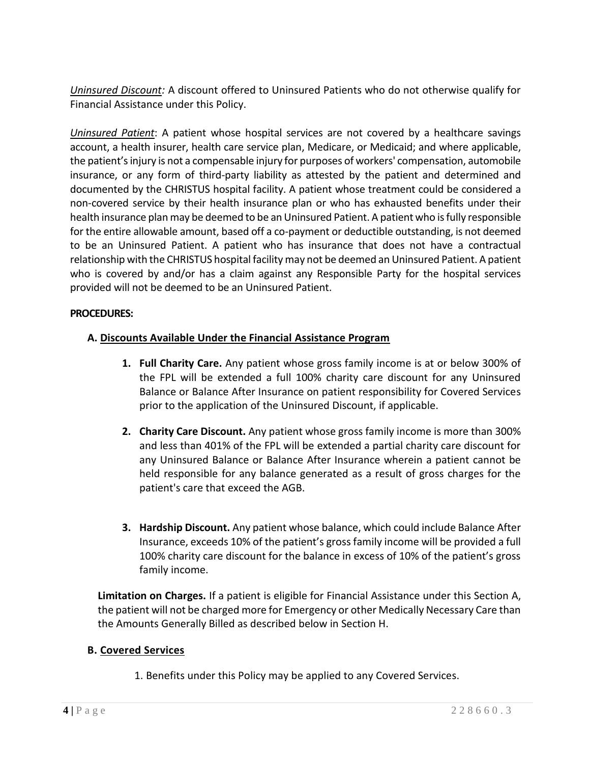*Uninsured Discount:* A discount offered to Uninsured Patients who do not otherwise qualify for Financial Assistance under this Policy.

*Uninsured Patient*: A patient whose hospital services are not covered by a healthcare savings account, a health insurer, health care service plan, Medicare, or Medicaid; and where applicable, the patient's injury is not a compensable injury for purposes of workers' compensation, automobile insurance, or any form of third-party liability as attested by the patient and determined and documented by the CHRISTUS hospital facility. A patient whose treatment could be considered a non-covered service by their health insurance plan or who has exhausted benefits under their health insurance plan may be deemed to be an Uninsured Patient. A patient who is fully responsible for the entire allowable amount, based off a co-payment or deductible outstanding, is not deemed to be an Uninsured Patient. A patient who has insurance that does not have a contractual relationship with the CHRISTUS hospital facility may not be deemed an Uninsured Patient. A patient who is covered by and/or has a claim against any Responsible Party for the hospital services provided will not be deemed to be an Uninsured Patient.

**PROCEDURES:**

**A. Discounts Available Under the Financial Assistance Program**

1. **Full Charity Care.** Any patient whose gross family income is at or below 300% of the FPL will be extended a full 100% charity care discount for any Uninsured Balance or Balance After Insurance on patient responsibility for Covered Services prior to the application of the Uninsured Discount, if applicable.

2. **Charity Care Discount.** Any patient whose gross family income is more than 300% and less than 401% of the FPL will be extended a partial charity care discount for any Uninsured Balance or Balance After Insurance wherein a patient cannot be held responsible for any balance generated as a result of gross charges for the patient's care that exceed the AGB.

3. **Hardship Discount.** Any patient whose balance, which could include Balance After Insurance, exceeds 10% of the patient's gross family income will be provided a full 100% charity care discount for the balance in excess of 10% of the patient's gross family income.

**Limitation on Charges.** If a patient is eligible for Financial Assistance under this Section A, the patient will not be charged more for Emergency or other Medically Necessary Care than the Amounts Generally Billed as described below in Section H.

**B. Covered Services**

1. Benefits under this Policy may be applied to any Covered Services.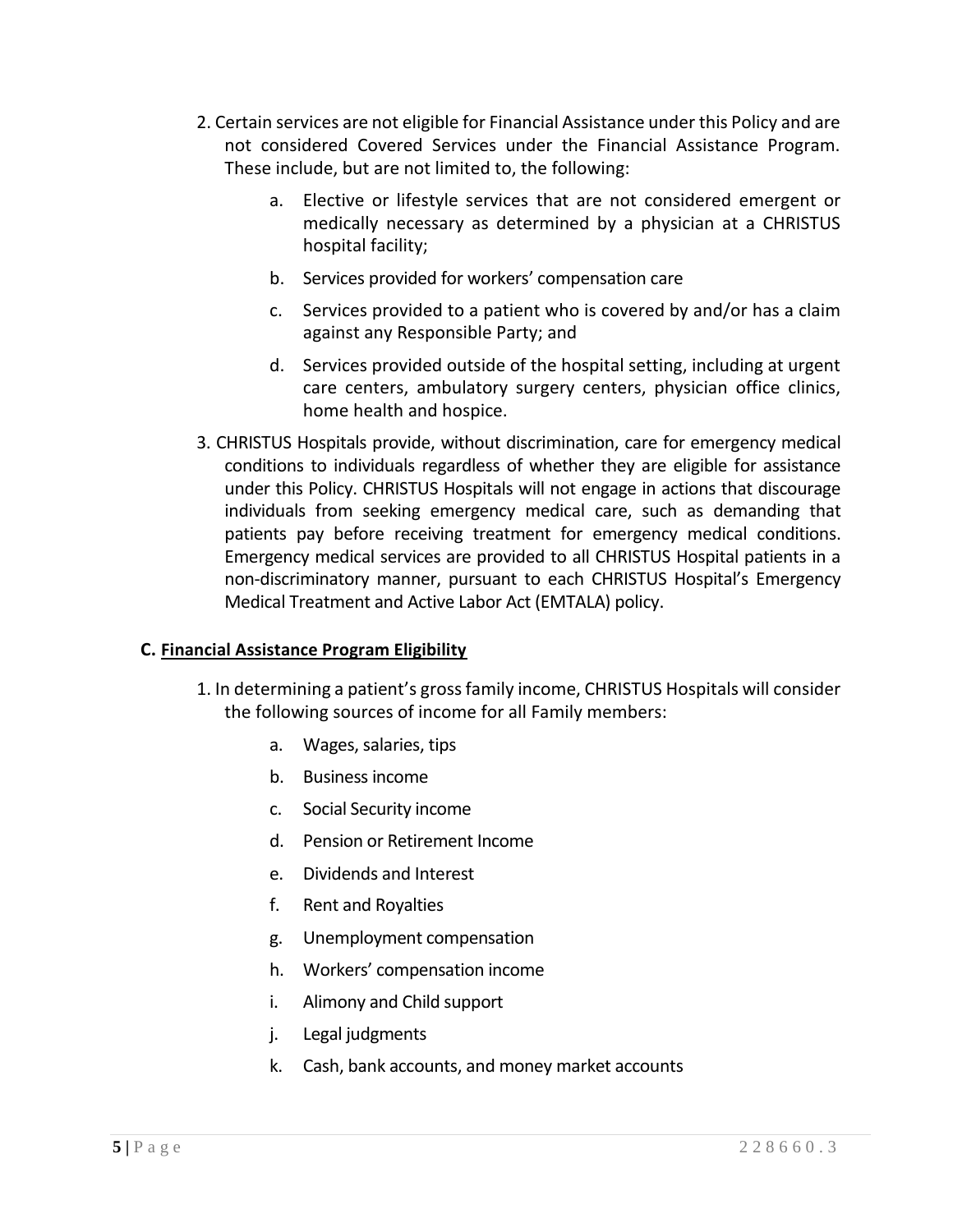2. Certain services are not eligible for Financial Assistance under this Policy and are not considered Covered Services under the Financial Assistance Program. These include, but are not limited to, the following:

    a. Elective or lifestyle services that are not considered emergent or medically necessary as determined by a physician at a CHRISTUS hospital facility;

    b. Services provided for workers' compensation care

    c. Services provided to a patient who is covered by and/or has a claim against any Responsible Party; and

    d. Services provided outside of the hospital setting, including at urgent care centers, ambulatory surgery centers, physician office clinics, home health and hospice.

3. CHRISTUS Hospitals provide, without discrimination, care for emergency medical conditions to individuals regardless of whether they are eligible for assistance under this Policy. CHRISTUS Hospitals will not engage in actions that discourage individuals from seeking emergency medical care, such as demanding that patients pay before receiving treatment for emergency medical conditions. Emergency medical services are provided to all CHRISTUS Hospital patients in a non-discriminatory manner, pursuant to each CHRISTUS Hospital's Emergency Medical Treatment and Active Labor Act (EMTALA) policy.

**C. <u>Financial Assistance Program Eligibility</u>**

1. In determining a patient's gross family income, CHRISTUS Hospitals will consider the following sources of income for all Family members:

    a. Wages, salaries, tips

    b. Business income

    c. Social Security income

    d. Pension or Retirement Income

    e. Dividends and Interest

    f. Rent and Royalties

    g. Unemployment compensation

    h. Workers' compensation income

    i. Alimony and Child support

    j. Legal judgments

    k. Cash, bank accounts, and money market accounts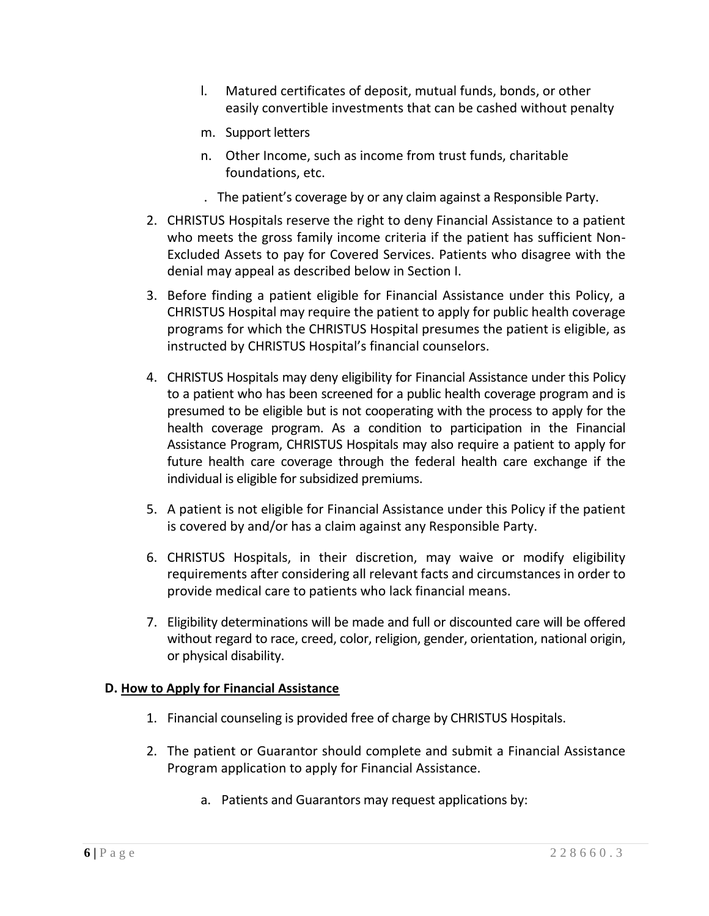l. Matured certificates of deposit, mutual funds, bonds, or other easily convertible investments that can be cashed without penalty

m. Support letters

n. Other Income, such as income from trust funds, charitable foundations, etc.

. The patient's coverage by or any claim against a Responsible Party.

2. CHRISTUS Hospitals reserve the right to deny Financial Assistance to a patient who meets the gross family income criteria if the patient has sufficient Non-Excluded Assets to pay for Covered Services. Patients who disagree with the denial may appeal as described below in Section I.

3. Before finding a patient eligible for Financial Assistance under this Policy, a CHRISTUS Hospital may require the patient to apply for public health coverage programs for which the CHRISTUS Hospital presumes the patient is eligible, as instructed by CHRISTUS Hospital's financial counselors.

4. CHRISTUS Hospitals may deny eligibility for Financial Assistance under this Policy to a patient who has been screened for a public health coverage program and is presumed to be eligible but is not cooperating with the process to apply for the health coverage program. As a condition to participation in the Financial Assistance Program, CHRISTUS Hospitals may also require a patient to apply for future health care coverage through the federal health care exchange if the individual is eligible for subsidized premiums.

5. A patient is not eligible for Financial Assistance under this Policy if the patient is covered by and/or has a claim against any Responsible Party.

6. CHRISTUS Hospitals, in their discretion, may waive or modify eligibility requirements after considering all relevant facts and circumstances in order to provide medical care to patients who lack financial means.

7. Eligibility determinations will be made and full or discounted care will be offered without regard to race, creed, color, religion, gender, orientation, national origin, or physical disability.

**D. <u>How to Apply for Financial Assistance</u>**

1. Financial counseling is provided free of charge by CHRISTUS Hospitals.

2. The patient or Guarantor should complete and submit a Financial Assistance Program application to apply for Financial Assistance.

   a. Patients and Guarantors may request applications by: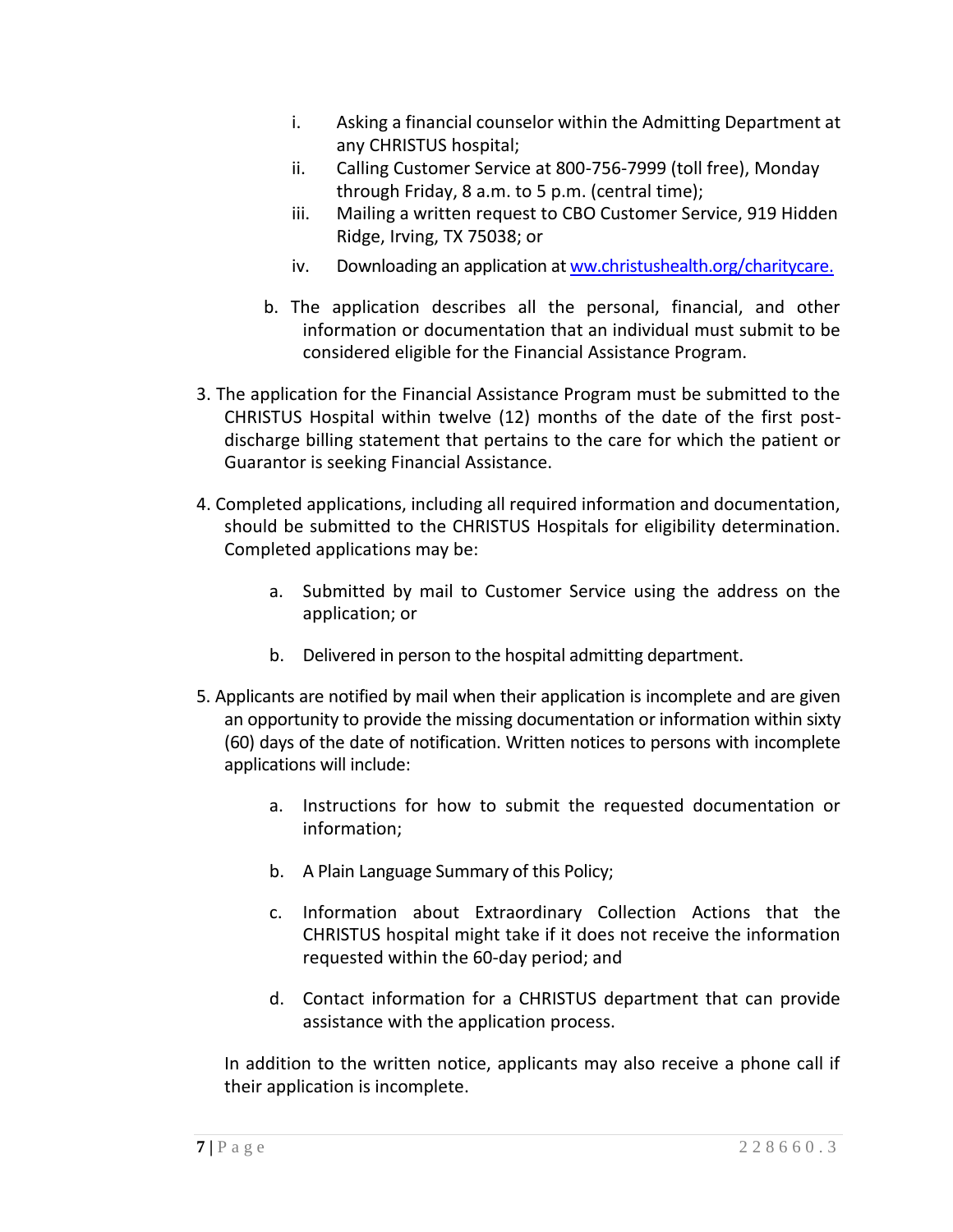i. Asking a financial counselor within the Admitting Department at any CHRISTUS hospital;

ii. Calling Customer Service at 800-756-7999 (toll free), Monday through Friday, 8 a.m. to 5 p.m. (central time);

iii. Mailing a written request to CBO Customer Service, 919 Hidden Ridge, Irving, TX 75038; or

iv. Downloading an application at [ww.christushealth.org/charitycare.](ww.christushealth.org/charitycare)

b. The application describes all the personal, financial, and other information or documentation that an individual must submit to be considered eligible for the Financial Assistance Program.

3. The application for the Financial Assistance Program must be submitted to the CHRISTUS Hospital within twelve (12) months of the date of the first post-discharge billing statement that pertains to the care for which the patient or Guarantor is seeking Financial Assistance.

4. Completed applications, including all required information and documentation, should be submitted to the CHRISTUS Hospitals for eligibility determination. Completed applications may be:

   a. Submitted by mail to Customer Service using the address on the application; or

   b. Delivered in person to the hospital admitting department.

5. Applicants are notified by mail when their application is incomplete and are given an opportunity to provide the missing documentation or information within sixty (60) days of the date of notification. Written notices to persons with incomplete applications will include:

   a. Instructions for how to submit the requested documentation or information;

   b. A Plain Language Summary of this Policy;

   c. Information about Extraordinary Collection Actions that the CHRISTUS hospital might take if it does not receive the information requested within the 60-day period; and

   d. Contact information for a CHRISTUS department that can provide assistance with the application process.

   In addition to the written notice, applicants may also receive a phone call if their application is incomplete.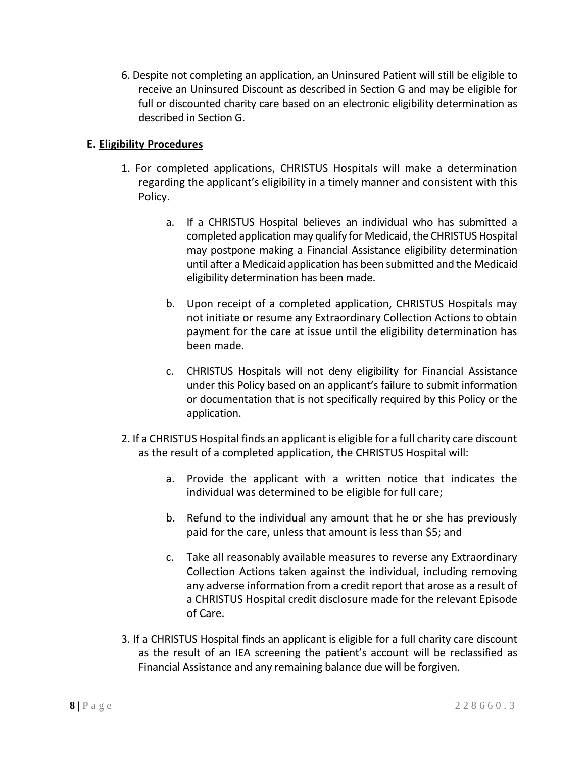6. Despite not completing an application, an Uninsured Patient will still be eligible to receive an Uninsured Discount as described in Section G and may be eligible for full or discounted charity care based on an electronic eligibility determination as described in Section G.

### E. <u>Eligibility Procedures</u>

1. For completed applications, CHRISTUS Hospitals will make a determination regarding the applicant's eligibility in a timely manner and consistent with this Policy.

    a. If a CHRISTUS Hospital believes an individual who has submitted a completed application may qualify for Medicaid, the CHRISTUS Hospital may postpone making a Financial Assistance eligibility determination until after a Medicaid application has been submitted and the Medicaid eligibility determination has been made.

    b. Upon receipt of a completed application, CHRISTUS Hospitals may not initiate or resume any Extraordinary Collection Actions to obtain payment for the care at issue until the eligibility determination has been made.

    c. CHRISTUS Hospitals will not deny eligibility for Financial Assistance under this Policy based on an applicant's failure to submit information or documentation that is not specifically required by this Policy or the application.

2. If a CHRISTUS Hospital finds an applicant is eligible for a full charity care discount as the result of a completed application, the CHRISTUS Hospital will:

    a. Provide the applicant with a written notice that indicates the individual was determined to be eligible for full care;

    b. Refund to the individual any amount that he or she has previously paid for the care, unless that amount is less than $5; and

    c. Take all reasonably available measures to reverse any Extraordinary Collection Actions taken against the individual, including removing any adverse information from a credit report that arose as a result of a CHRISTUS Hospital credit disclosure made for the relevant Episode of Care.

3. If a CHRISTUS Hospital finds an applicant is eligible for a full charity care discount as the result of an IEA screening the patient's account will be reclassified as Financial Assistance and any remaining balance due will be forgiven.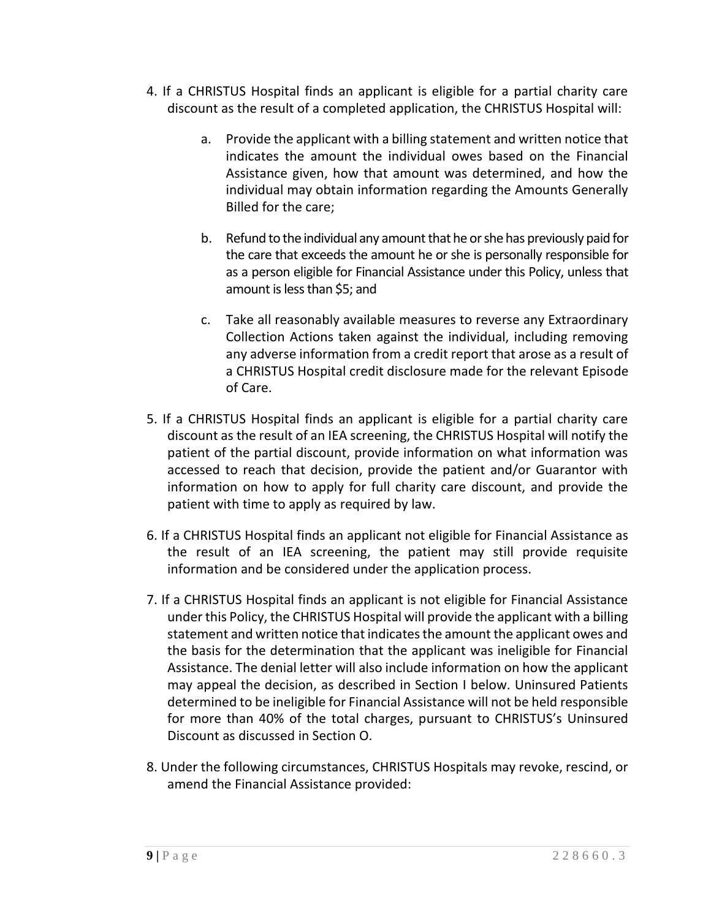4. If a CHRISTUS Hospital finds an applicant is eligible for a partial charity care discount as the result of a completed application, the CHRISTUS Hospital will:

    a. Provide the applicant with a billing statement and written notice that indicates the amount the individual owes based on the Financial Assistance given, how that amount was determined, and how the individual may obtain information regarding the Amounts Generally Billed for the care;

    b. Refund to the individual any amount that he or she has previously paid for the care that exceeds the amount he or she is personally responsible for as a person eligible for Financial Assistance under this Policy, unless that amount is less than $5; and

    c. Take all reasonably available measures to reverse any Extraordinary Collection Actions taken against the individual, including removing any adverse information from a credit report that arose as a result of a CHRISTUS Hospital credit disclosure made for the relevant Episode of Care.

5. If a CHRISTUS Hospital finds an applicant is eligible for a partial charity care discount as the result of an IEA screening, the CHRISTUS Hospital will notify the patient of the partial discount, provide information on what information was accessed to reach that decision, provide the patient and/or Guarantor with information on how to apply for full charity care discount, and provide the patient with time to apply as required by law.

6. If a CHRISTUS Hospital finds an applicant not eligible for Financial Assistance as the result of an IEA screening, the patient may still provide requisite information and be considered under the application process.

7. If a CHRISTUS Hospital finds an applicant is not eligible for Financial Assistance under this Policy, the CHRISTUS Hospital will provide the applicant with a billing statement and written notice that indicates the amount the applicant owes and the basis for the determination that the applicant was ineligible for Financial Assistance. The denial letter will also include information on how the applicant may appeal the decision, as described in Section I below. Uninsured Patients determined to be ineligible for Financial Assistance will not be held responsible for more than 40% of the total charges, pursuant to CHRISTUS's Uninsured Discount as discussed in Section O.

8. Under the following circumstances, CHRISTUS Hospitals may revoke, rescind, or amend the Financial Assistance provided: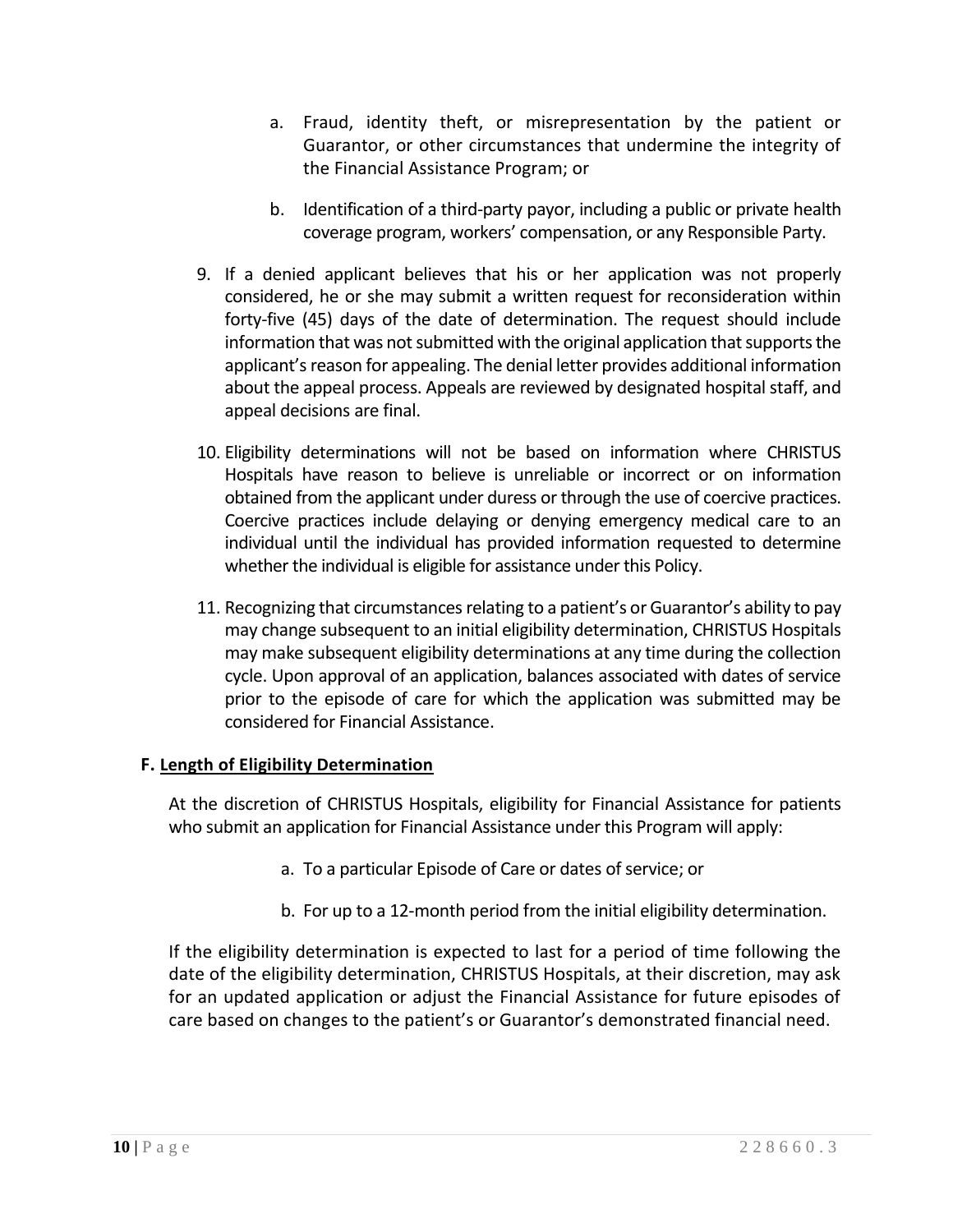a. Fraud, identity theft, or misrepresentation by the patient or Guarantor, or other circumstances that undermine the integrity of the Financial Assistance Program; or

b. Identification of a third-party payor, including a public or private health coverage program, workers' compensation, or any Responsible Party.

9. If a denied applicant believes that his or her application was not properly considered, he or she may submit a written request for reconsideration within forty-five (45) days of the date of determination. The request should include information that was not submitted with the original application that supports the applicant's reason for appealing. The denial letter provides additional information about the appeal process. Appeals are reviewed by designated hospital staff, and appeal decisions are final.

10. Eligibility determinations will not be based on information where CHRISTUS Hospitals have reason to believe is unreliable or incorrect or on information obtained from the applicant under duress or through the use of coercive practices. Coercive practices include delaying or denying emergency medical care to an individual until the individual has provided information requested to determine whether the individual is eligible for assistance under this Policy.

11. Recognizing that circumstances relating to a patient's or Guarantor's ability to pay may change subsequent to an initial eligibility determination, CHRISTUS Hospitals may make subsequent eligibility determinations at any time during the collection cycle. Upon approval of an application, balances associated with dates of service prior to the episode of care for which the application was submitted may be considered for Financial Assistance.

**F. <u>Length of Eligibility Determination</u>**

At the discretion of CHRISTUS Hospitals, eligibility for Financial Assistance for patients who submit an application for Financial Assistance under this Program will apply:

a. To a particular Episode of Care or dates of service; or

b. For up to a 12-month period from the initial eligibility determination.

If the eligibility determination is expected to last for a period of time following the date of the eligibility determination, CHRISTUS Hospitals, at their discretion, may ask for an updated application or adjust the Financial Assistance for future episodes of care based on changes to the patient's or Guarantor's demonstrated financial need.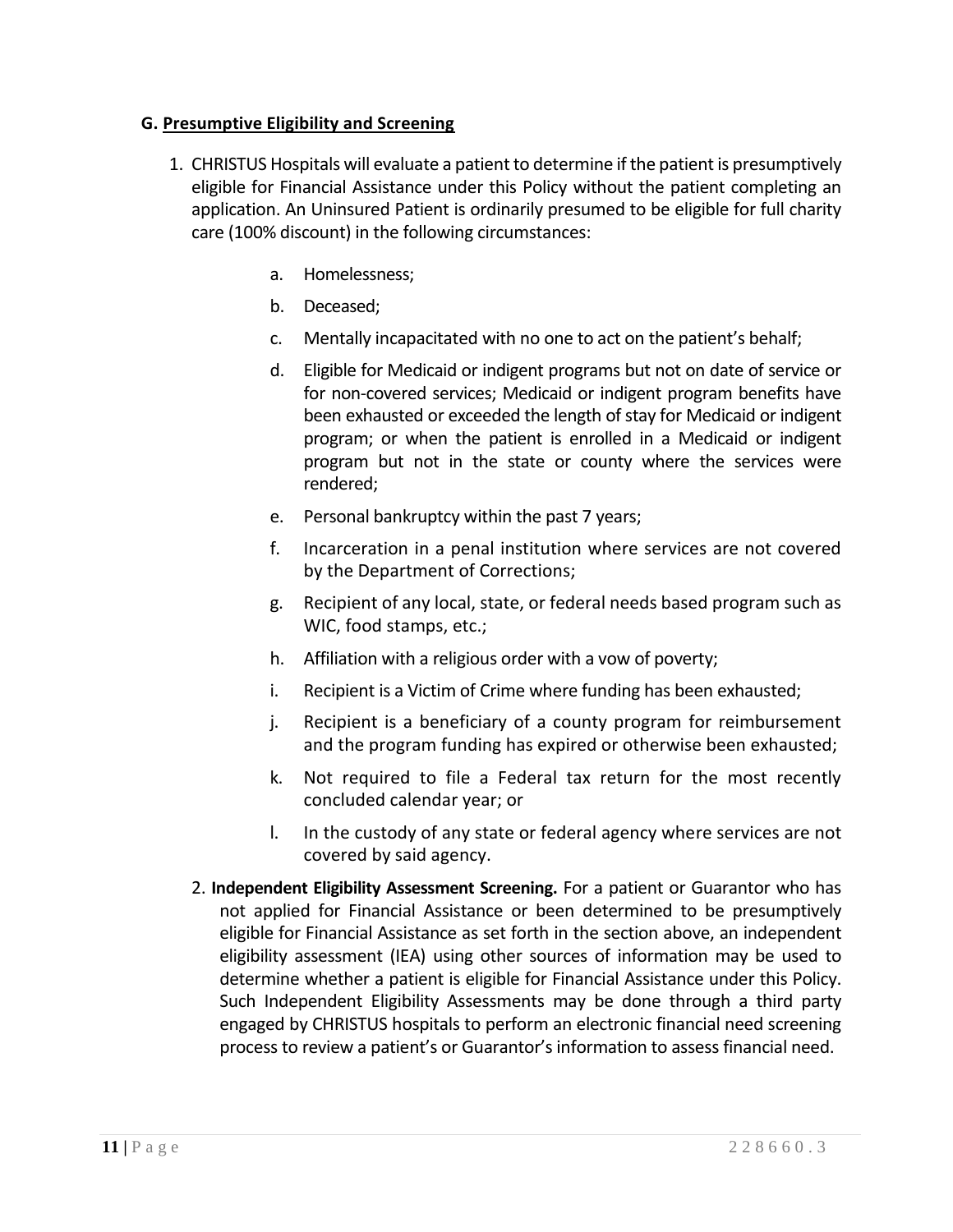### G. <u>Presumptive Eligibility and Screening</u>

1. CHRISTUS Hospitals will evaluate a patient to determine if the patient is presumptively eligible for Financial Assistance under this Policy without the patient completing an application. An Uninsured Patient is ordinarily presumed to be eligible for full charity care (100% discount) in the following circumstances:

    a. Homelessness;

    b. Deceased;

    c. Mentally incapacitated with no one to act on the patient's behalf;

    d. Eligible for Medicaid or indigent programs but not on date of service or for non-covered services; Medicaid or indigent program benefits have been exhausted or exceeded the length of stay for Medicaid or indigent program; or when the patient is enrolled in a Medicaid or indigent program but not in the state or county where the services were rendered;

    e. Personal bankruptcy within the past 7 years;

    f. Incarceration in a penal institution where services are not covered by the Department of Corrections;

    g. Recipient of any local, state, or federal needs based program such as WIC, food stamps, etc.;

    h. Affiliation with a religious order with a vow of poverty;

    i. Recipient is a Victim of Crime where funding has been exhausted;

    j. Recipient is a beneficiary of a county program for reimbursement and the program funding has expired or otherwise been exhausted;

    k. Not required to file a Federal tax return for the most recently concluded calendar year; or

    l. In the custody of any state or federal agency where services are not covered by said agency.

2. **Independent Eligibility Assessment Screening.** For a patient or Guarantor who has not applied for Financial Assistance or been determined to be presumptively eligible for Financial Assistance as set forth in the section above, an independent eligibility assessment (IEA) using other sources of information may be used to determine whether a patient is eligible for Financial Assistance under this Policy. Such Independent Eligibility Assessments may be done through a third party engaged by CHRISTUS hospitals to perform an electronic financial need screening process to review a patient's or Guarantor's information to assess financial need.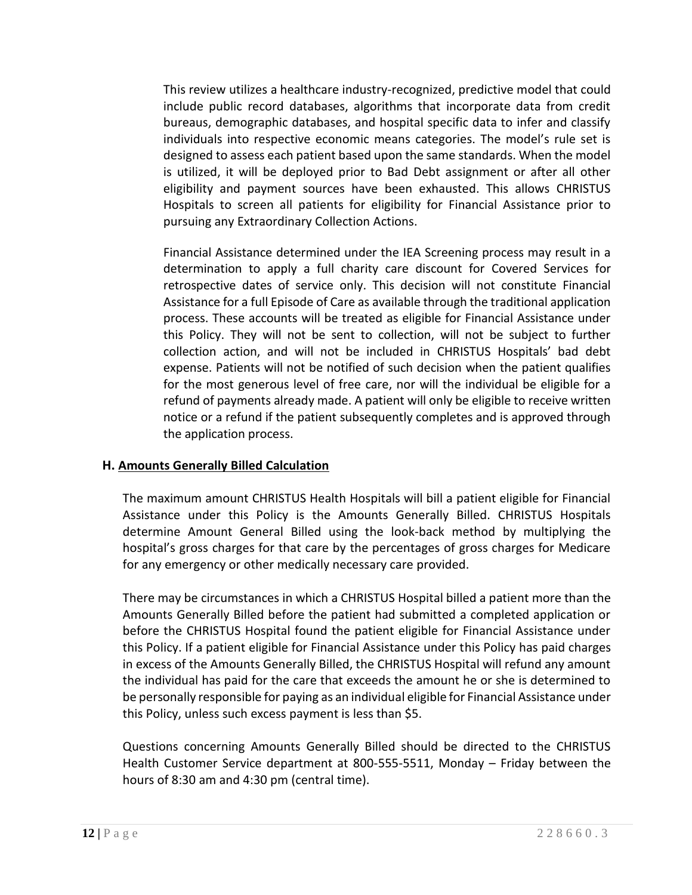This review utilizes a healthcare industry-recognized, predictive model that could include public record databases, algorithms that incorporate data from credit bureaus, demographic databases, and hospital specific data to infer and classify individuals into respective economic means categories. The model's rule set is designed to assess each patient based upon the same standards. When the model is utilized, it will be deployed prior to Bad Debt assignment or after all other eligibility and payment sources have been exhausted. This allows CHRISTUS Hospitals to screen all patients for eligibility for Financial Assistance prior to pursuing any Extraordinary Collection Actions.

Financial Assistance determined under the IEA Screening process may result in a determination to apply a full charity care discount for Covered Services for retrospective dates of service only. This decision will not constitute Financial Assistance for a full Episode of Care as available through the traditional application process. These accounts will be treated as eligible for Financial Assistance under this Policy. They will not be sent to collection, will not be subject to further collection action, and will not be included in CHRISTUS Hospitals' bad debt expense. Patients will not be notified of such decision when the patient qualifies for the most generous level of free care, nor will the individual be eligible for a refund of payments already made. A patient will only be eligible to receive written notice or a refund if the patient subsequently completes and is approved through the application process.

### H. Amounts Generally Billed Calculation

The maximum amount CHRISTUS Health Hospitals will bill a patient eligible for Financial Assistance under this Policy is the Amounts Generally Billed. CHRISTUS Hospitals determine Amount General Billed using the look-back method by multiplying the hospital's gross charges for that care by the percentages of gross charges for Medicare for any emergency or other medically necessary care provided.

There may be circumstances in which a CHRISTUS Hospital billed a patient more than the Amounts Generally Billed before the patient had submitted a completed application or before the CHRISTUS Hospital found the patient eligible for Financial Assistance under this Policy. If a patient eligible for Financial Assistance under this Policy has paid charges in excess of the Amounts Generally Billed, the CHRISTUS Hospital will refund any amount the individual has paid for the care that exceeds the amount he or she is determined to be personally responsible for paying as an individual eligible for Financial Assistance under this Policy, unless such excess payment is less than $5.

Questions concerning Amounts Generally Billed should be directed to the CHRISTUS Health Customer Service department at 800-555-5511, Monday – Friday between the hours of 8:30 am and 4:30 pm (central time).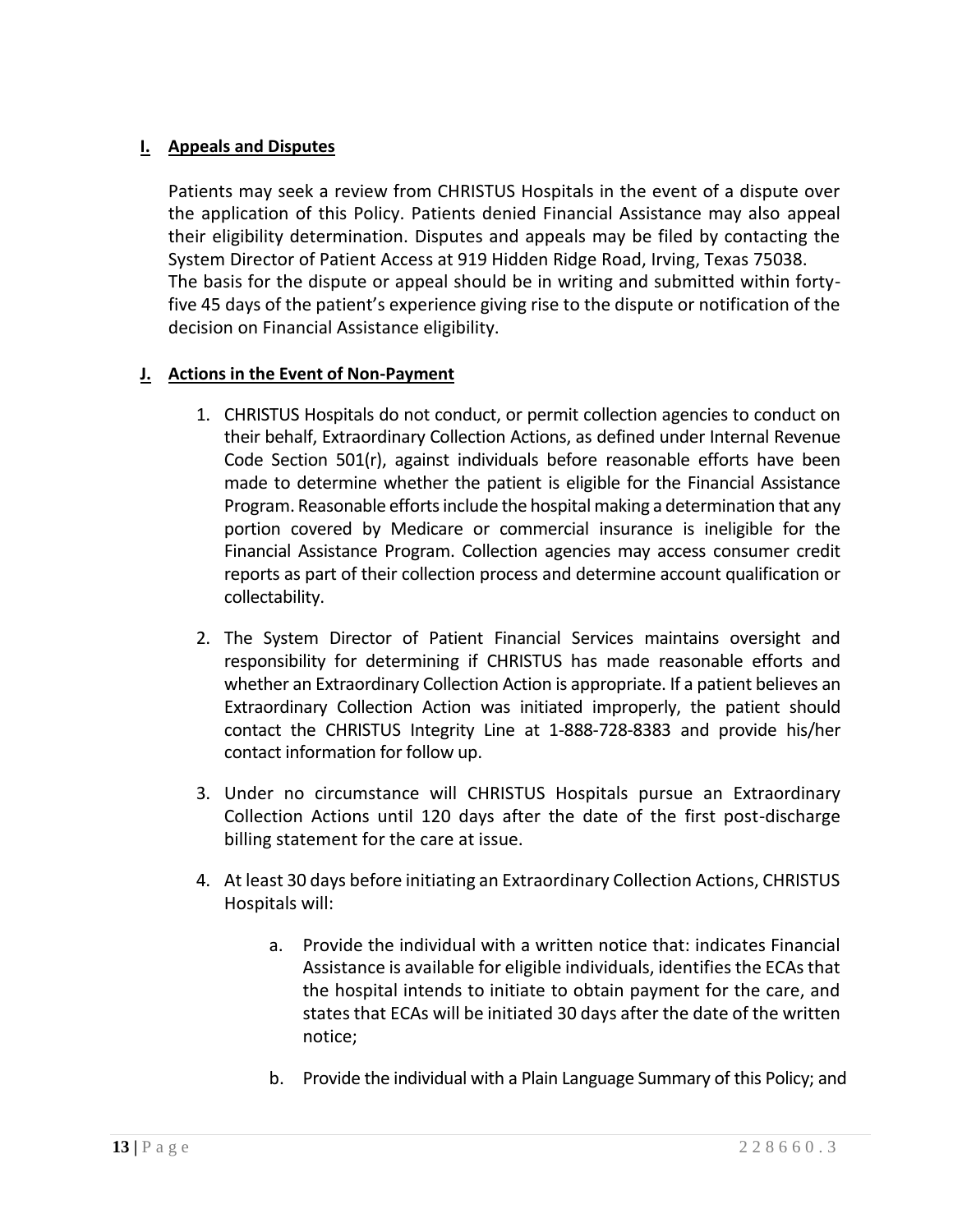**I. Appeals and Disputes**

Patients may seek a review from CHRISTUS Hospitals in the event of a dispute over the application of this Policy. Patients denied Financial Assistance may also appeal their eligibility determination. Disputes and appeals may be filed by contacting the System Director of Patient Access at 919 Hidden Ridge Road, Irving, Texas 75038. The basis for the dispute or appeal should be in writing and submitted within forty-five 45 days of the patient's experience giving rise to the dispute or notification of the decision on Financial Assistance eligibility.

**J. Actions in the Event of Non-Payment**

1. CHRISTUS Hospitals do not conduct, or permit collection agencies to conduct on their behalf, Extraordinary Collection Actions, as defined under Internal Revenue Code Section 501(r), against individuals before reasonable efforts have been made to determine whether the patient is eligible for the Financial Assistance Program. Reasonable efforts include the hospital making a determination that any portion covered by Medicare or commercial insurance is ineligible for the Financial Assistance Program. Collection agencies may access consumer credit reports as part of their collection process and determine account qualification or collectability.

2. The System Director of Patient Financial Services maintains oversight and responsibility for determining if CHRISTUS has made reasonable efforts and whether an Extraordinary Collection Action is appropriate. If a patient believes an Extraordinary Collection Action was initiated improperly, the patient should contact the CHRISTUS Integrity Line at 1-888-728-8383 and provide his/her contact information for follow up.

3. Under no circumstance will CHRISTUS Hospitals pursue an Extraordinary Collection Actions until 120 days after the date of the first post-discharge billing statement for the care at issue.

4. At least 30 days before initiating an Extraordinary Collection Actions, CHRISTUS Hospitals will:

    a. Provide the individual with a written notice that: indicates Financial Assistance is available for eligible individuals, identifies the ECAs that the hospital intends to initiate to obtain payment for the care, and states that ECAs will be initiated 30 days after the date of the written notice;

    b. Provide the individual with a Plain Language Summary of this Policy; and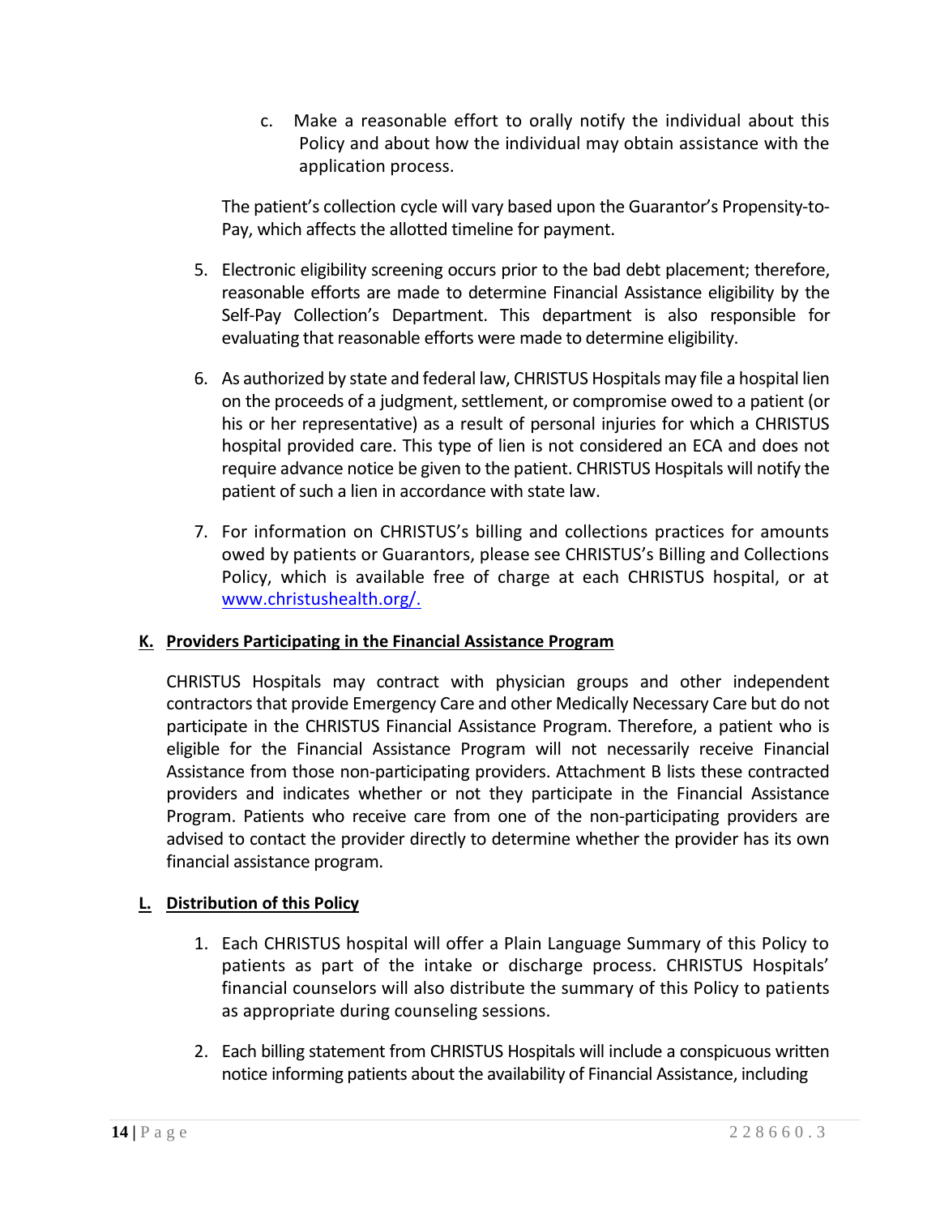c. Make a reasonable effort to orally notify the individual about this Policy and about how the individual may obtain assistance with the application process.

The patient's collection cycle will vary based upon the Guarantor's Propensity-to-Pay, which affects the allotted timeline for payment.

5. Electronic eligibility screening occurs prior to the bad debt placement; therefore, reasonable efforts are made to determine Financial Assistance eligibility by the Self-Pay Collection's Department. This department is also responsible for evaluating that reasonable efforts were made to determine eligibility.

6. As authorized by state and federal law, CHRISTUS Hospitals may file a hospital lien on the proceeds of a judgment, settlement, or compromise owed to a patient (or his or her representative) as a result of personal injuries for which a CHRISTUS hospital provided care. This type of lien is not considered an ECA and does not require advance notice be given to the patient. CHRISTUS Hospitals will notify the patient of such a lien in accordance with state law.

7. For information on CHRISTUS's billing and collections practices for amounts owed by patients or Guarantors, please see CHRISTUS's Billing and Collections Policy, which is available free of charge at each CHRISTUS hospital, or at [www.christushealth.org/.](www.christushealth.org/)

**K. Providers Participating in the Financial Assistance Program**

CHRISTUS Hospitals may contract with physician groups and other independent contractors that provide Emergency Care and other Medically Necessary Care but do not participate in the CHRISTUS Financial Assistance Program. Therefore, a patient who is eligible for the Financial Assistance Program will not necessarily receive Financial Assistance from those non-participating providers. Attachment B lists these contracted providers and indicates whether or not they participate in the Financial Assistance Program. Patients who receive care from one of the non-participating providers are advised to contact the provider directly to determine whether the provider has its own financial assistance program.

**L. Distribution of this Policy**

1. Each CHRISTUS hospital will offer a Plain Language Summary of this Policy to patients as part of the intake or discharge process. CHRISTUS Hospitals' financial counselors will also distribute the summary of this Policy to patients as appropriate during counseling sessions.

2. Each billing statement from CHRISTUS Hospitals will include a conspicuous written notice informing patients about the availability of Financial Assistance, including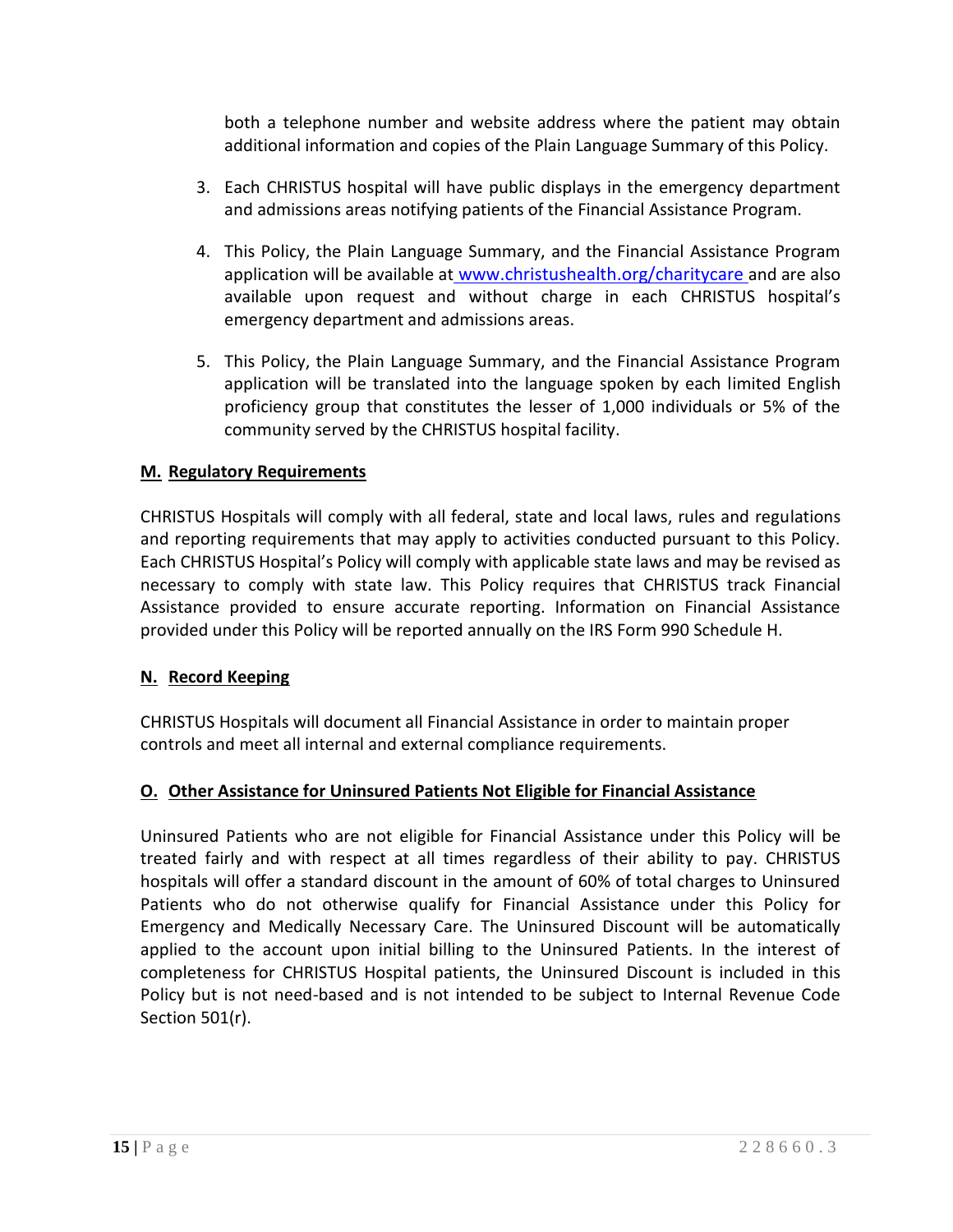both a telephone number and website address where the patient may obtain additional information and copies of the Plain Language Summary of this Policy.

3. Each CHRISTUS hospital will have public displays in the emergency department and admissions areas notifying patients of the Financial Assistance Program.

4. This Policy, the Plain Language Summary, and the Financial Assistance Program application will be available at [www.christushealth.org/charitycare](http://www.christushealth.org/charitycare) and are also available upon request and without charge in each CHRISTUS hospital's emergency department and admissions areas.

5. This Policy, the Plain Language Summary, and the Financial Assistance Program application will be translated into the language spoken by each limited English proficiency group that constitutes the lesser of 1,000 individuals or 5% of the community served by the CHRISTUS hospital facility.

## M. Regulatory Requirements

CHRISTUS Hospitals will comply with all federal, state and local laws, rules and regulations and reporting requirements that may apply to activities conducted pursuant to this Policy. Each CHRISTUS Hospital's Policy will comply with applicable state laws and may be revised as necessary to comply with state law. This Policy requires that CHRISTUS track Financial Assistance provided to ensure accurate reporting. Information on Financial Assistance provided under this Policy will be reported annually on the IRS Form 990 Schedule H.

## N. Record Keeping

CHRISTUS Hospitals will document all Financial Assistance in order to maintain proper controls and meet all internal and external compliance requirements.

## O. Other Assistance for Uninsured Patients Not Eligible for Financial Assistance

Uninsured Patients who are not eligible for Financial Assistance under this Policy will be treated fairly and with respect at all times regardless of their ability to pay. CHRISTUS hospitals will offer a standard discount in the amount of 60% of total charges to Uninsured Patients who do not otherwise qualify for Financial Assistance under this Policy for Emergency and Medically Necessary Care. The Uninsured Discount will be automatically applied to the account upon initial billing to the Uninsured Patients. In the interest of completeness for CHRISTUS Hospital patients, the Uninsured Discount is included in this Policy but is not need-based and is not intended to be subject to Internal Revenue Code Section 501(r).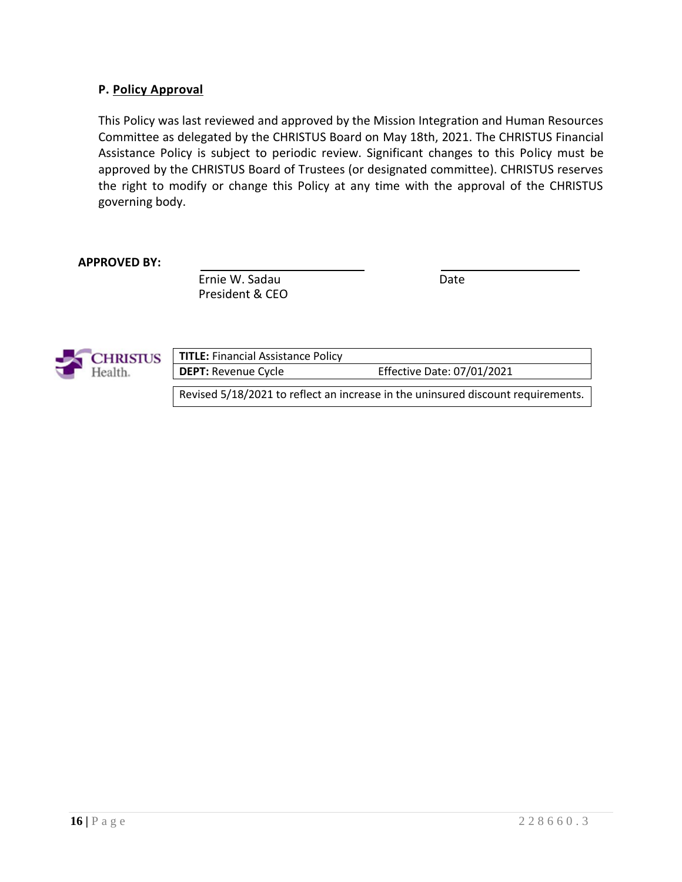### P. Policy Approval

This Policy was last reviewed and approved by the Mission Integration and Human Resources Committee as delegated by the CHRISTUS Board on May 18th, 2021. The CHRISTUS Financial Assistance Policy is subject to periodic review. Significant changes to this Policy must be approved by the CHRISTUS Board of Trustees (or designated committee). CHRISTUS reserves the right to modify or change this Policy at any time with the approval of the CHRISTUS governing body.

**APPROVED BY:**

| | | |
|---|---|---|
| | ______________________ | ______________________ |
| | Ernie W. Sadau<br>President & CEO | Date |

| **TITLE:** Financial Assistance Policy | |
|---|---|
| **DEPT:** Revenue Cycle | Effective Date: 07/01/2021 |

Revised 5/18/2021 to reflect an increase in the uninsured discount requirements.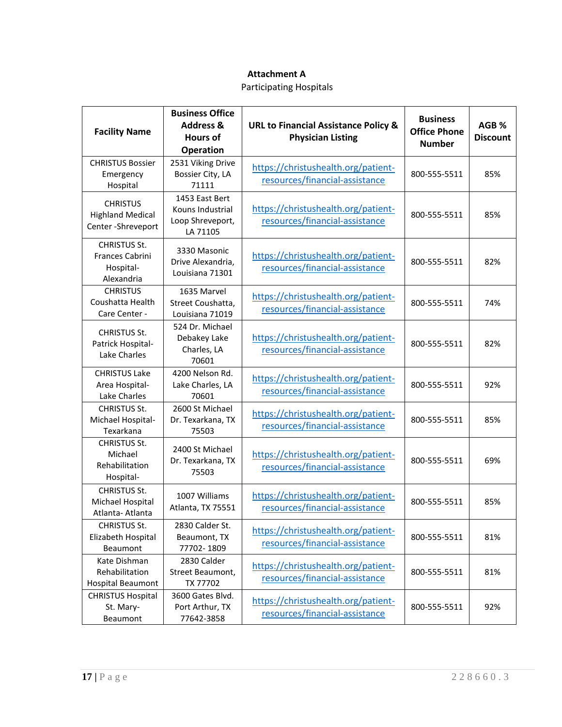**Attachment A**

Participating Hospitals

| Facility Name | Business Office Address & Hours of Operation | URL to Financial Assistance Policy & Physician Listing | Business Office Phone Number | AGB % Discount |
|---|---|---|---|---|
| CHRISTUS Bossier Emergency Hospital | 2531 Viking Drive Bossier City, LA 71111 | https://christushealth.org/patient-resources/financial-assistance | 800-555-5511 | 85% |
| CHRISTUS Highland Medical Center -Shreveport | 1453 East Bert Kouns Industrial Loop Shreveport, LA 71105 | https://christushealth.org/patient-resources/financial-assistance | 800-555-5511 | 85% |
| CHRISTUS St. Frances Cabrini Hospital-Alexandria | 3330 Masonic Drive Alexandria, Louisiana 71301 | https://christushealth.org/patient-resources/financial-assistance | 800-555-5511 | 82% |
| CHRISTUS Coushatta Health Care Center - | 1635 Marvel Street Coushatta, Louisiana 71019 | https://christushealth.org/patient-resources/financial-assistance | 800-555-5511 | 74% |
| CHRISTUS St. Patrick Hospital-Lake Charles | 524 Dr. Michael Debakey Lake Charles, LA 70601 | https://christushealth.org/patient-resources/financial-assistance | 800-555-5511 | 82% |
| CHRISTUS Lake Area Hospital-Lake Charles | 4200 Nelson Rd. Lake Charles, LA 70601 | https://christushealth.org/patient-resources/financial-assistance | 800-555-5511 | 92% |
| CHRISTUS St. Michael Hospital-Texarkana | 2600 St Michael Dr. Texarkana, TX 75503 | https://christushealth.org/patient-resources/financial-assistance | 800-555-5511 | 85% |
| CHRISTUS St. Michael Rehabilitation Hospital- | 2400 St Michael Dr. Texarkana, TX 75503 | https://christushealth.org/patient-resources/financial-assistance | 800-555-5511 | 69% |
| CHRISTUS St. Michael Hospital Atlanta- Atlanta | 1007 Williams Atlanta, TX 75551 | https://christushealth.org/patient-resources/financial-assistance | 800-555-5511 | 85% |
| CHRISTUS St. Elizabeth Hospital Beaumont | 2830 Calder St. Beaumont, TX 77702- 1809 | https://christushealth.org/patient-resources/financial-assistance | 800-555-5511 | 81% |
| Kate Dishman Rehabilitation Hospital Beaumont | 2830 Calder Street Beaumont, TX 77702 | https://christushealth.org/patient-resources/financial-assistance | 800-555-5511 | 81% |
| CHRISTUS Hospital St. Mary-Beaumont | 3600 Gates Blvd. Port Arthur, TX 77642-3858 | https://christushealth.org/patient-resources/financial-assistance | 800-555-5511 | 92% |

228660.3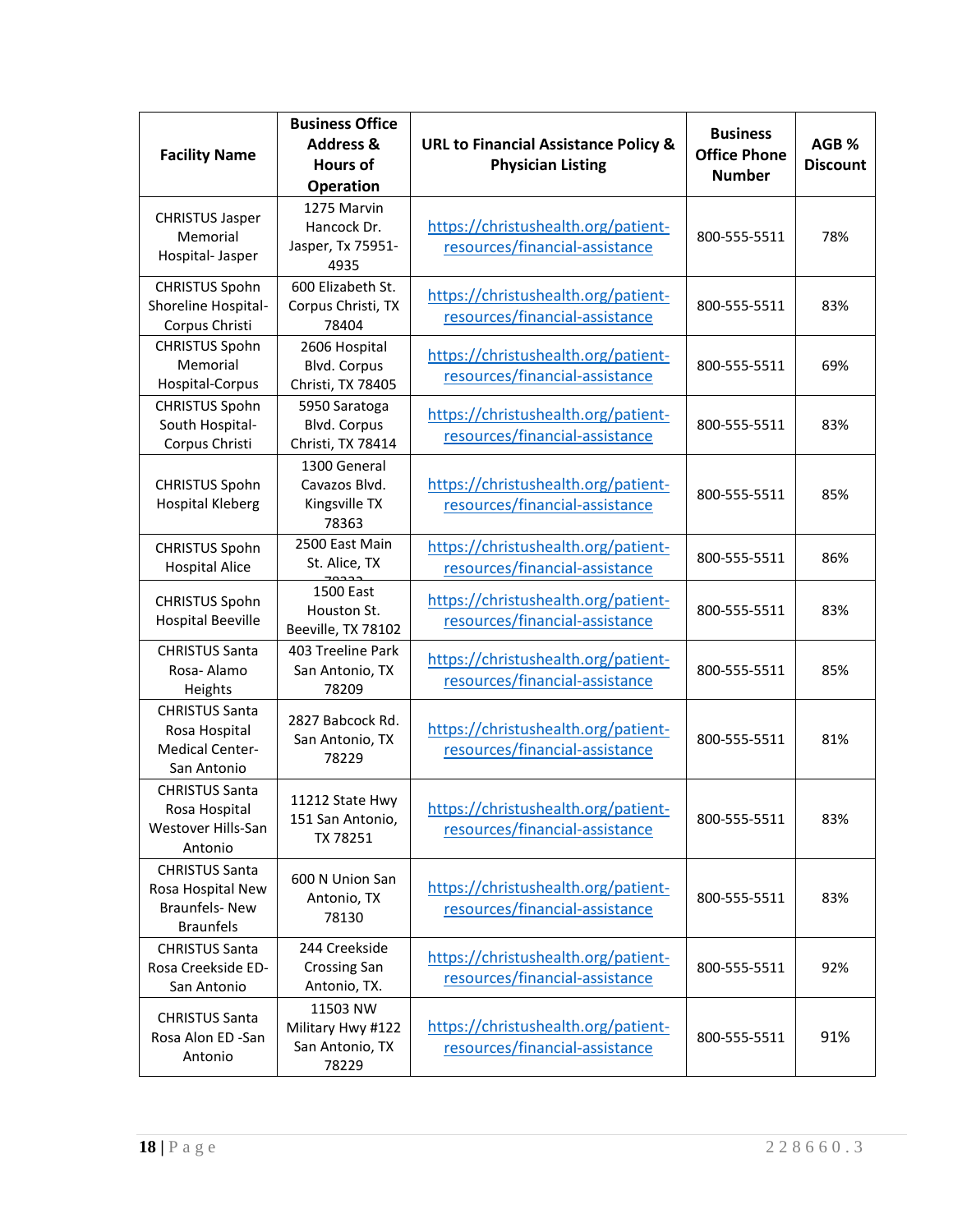| Facility Name | Business Office Address & Hours of Operation | URL to Financial Assistance Policy & Physician Listing | Business Office Phone Number | AGB % Discount |
|---|---|---|---|---|
| CHRISTUS Jasper Memorial Hospital- Jasper | 1275 Marvin Hancock Dr. Jasper, Tx 75951-4935 | https://christushealth.org/patient-resources/financial-assistance | 800-555-5511 | 78% |
| CHRISTUS Spohn Shoreline Hospital-Corpus Christi | 600 Elizabeth St. Corpus Christi, TX 78404 | https://christushealth.org/patient-resources/financial-assistance | 800-555-5511 | 83% |
| CHRISTUS Spohn Memorial Hospital-Corpus | 2606 Hospital Blvd. Corpus Christi, TX 78405 | https://christushealth.org/patient-resources/financial-assistance | 800-555-5511 | 69% |
| CHRISTUS Spohn South Hospital-Corpus Christi | 5950 Saratoga Blvd. Corpus Christi, TX 78414 | https://christushealth.org/patient-resources/financial-assistance | 800-555-5511 | 83% |
| CHRISTUS Spohn Hospital Kleberg | 1300 General Cavazos Blvd. Kingsville TX 78363 | https://christushealth.org/patient-resources/financial-assistance | 800-555-5511 | 85% |
| CHRISTUS Spohn Hospital Alice | 2500 East Main St. Alice, TX 78332 | https://christushealth.org/patient-resources/financial-assistance | 800-555-5511 | 86% |
| CHRISTUS Spohn Hospital Beeville | 1500 East Houston St. Beeville, TX 78102 | https://christushealth.org/patient-resources/financial-assistance | 800-555-5511 | 83% |
| CHRISTUS Santa Rosa- Alamo Heights | 403 Treeline Park San Antonio, TX 78209 | https://christushealth.org/patient-resources/financial-assistance | 800-555-5511 | 85% |
| CHRISTUS Santa Rosa Hospital Medical Center-San Antonio | 2827 Babcock Rd. San Antonio, TX 78229 | https://christushealth.org/patient-resources/financial-assistance | 800-555-5511 | 81% |
| CHRISTUS Santa Rosa Hospital Westover Hills-San Antonio | 11212 State Hwy 151 San Antonio, TX 78251 | https://christushealth.org/patient-resources/financial-assistance | 800-555-5511 | 83% |
| CHRISTUS Santa Rosa Hospital New Braunfels- New Braunfels | 600 N Union San Antonio, TX 78130 | https://christushealth.org/patient-resources/financial-assistance | 800-555-5511 | 83% |
| CHRISTUS Santa Rosa Creekside ED-San Antonio | 244 Creekside Crossing San Antonio, TX. | https://christushealth.org/patient-resources/financial-assistance | 800-555-5511 | 92% |
| CHRISTUS Santa Rosa Alon ED -San Antonio | 11503 NW Military Hwy #122 San Antonio, TX 78229 | https://christushealth.org/patient-resources/financial-assistance | 800-555-5511 | 91% |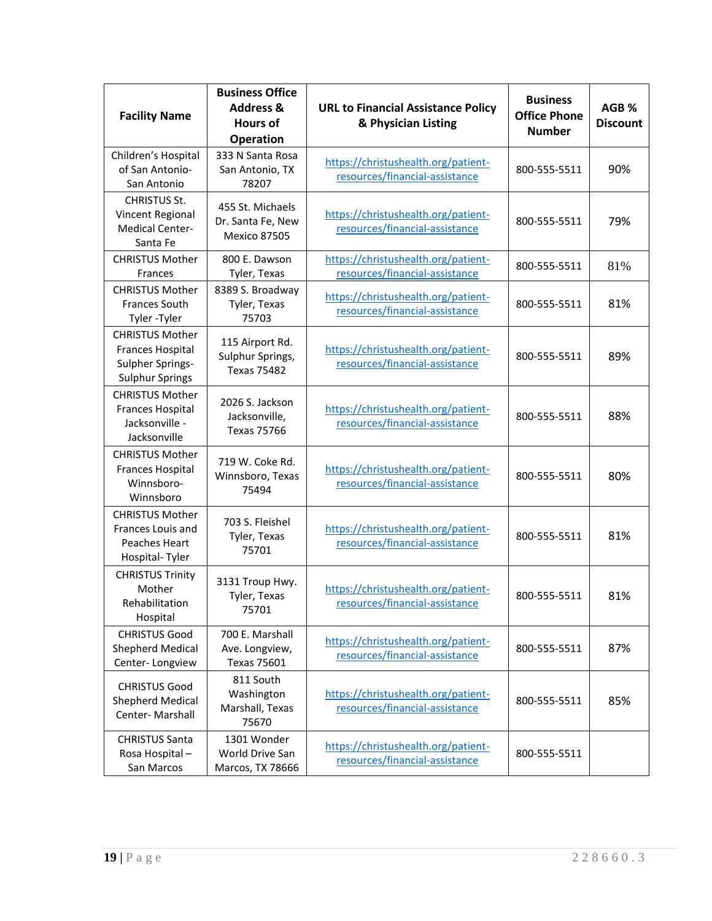| Facility Name | Business Office Address & Hours of Operation | URL to Financial Assistance Policy & Physician Listing | Business Office Phone Number | AGB % Discount |
|---|---|---|---|---|
| Children's Hospital of San Antonio- San Antonio | 333 N Santa Rosa San Antonio, TX 78207 | https://christushealth.org/patient-resources/financial-assistance | 800-555-5511 | 90% |
| CHRISTUS St. Vincent Regional Medical Center- Santa Fe | 455 St. Michaels Dr. Santa Fe, New Mexico 87505 | https://christushealth.org/patient-resources/financial-assistance | 800-555-5511 | 79% |
| CHRISTUS Mother Frances | 800 E. Dawson Tyler, Texas | https://christushealth.org/patient-resources/financial-assistance | 800-555-5511 | 81% |
| CHRISTUS Mother Frances South Tyler -Tyler | 8389 S. Broadway Tyler, Texas 75703 | https://christushealth.org/patient-resources/financial-assistance | 800-555-5511 | 81% |
| CHRISTUS Mother Frances Hospital Sulpher Springs- Sulphur Springs | 115 Airport Rd. Sulphur Springs, Texas 75482 | https://christushealth.org/patient-resources/financial-assistance | 800-555-5511 | 89% |
| CHRISTUS Mother Frances Hospital Jacksonville - Jacksonville | 2026 S. Jackson Jacksonville, Texas 75766 | https://christushealth.org/patient-resources/financial-assistance | 800-555-5511 | 88% |
| CHRISTUS Mother Frances Hospital Winnsboro- Winnsboro | 719 W. Coke Rd. Winnsboro, Texas 75494 | https://christushealth.org/patient-resources/financial-assistance | 800-555-5511 | 80% |
| CHRISTUS Mother Frances Louis and Peaches Heart Hospital- Tyler | 703 S. Fleishel Tyler, Texas 75701 | https://christushealth.org/patient-resources/financial-assistance | 800-555-5511 | 81% |
| CHRISTUS Trinity Mother Rehabilitation Hospital | 3131 Troup Hwy. Tyler, Texas 75701 | https://christushealth.org/patient-resources/financial-assistance | 800-555-5511 | 81% |
| CHRISTUS Good Shepherd Medical Center- Longview | 700 E. Marshall Ave. Longview, Texas 75601 | https://christushealth.org/patient-resources/financial-assistance | 800-555-5511 | 87% |
| CHRISTUS Good Shepherd Medical Center- Marshall | 811 South Washington Marshall, Texas 75670 | https://christushealth.org/patient-resources/financial-assistance | 800-555-5511 | 85% |
| CHRISTUS Santa Rosa Hospital – San Marcos | 1301 Wonder World Drive San Marcos, TX 78666 | https://christushealth.org/patient-resources/financial-assistance | 800-555-5511 | |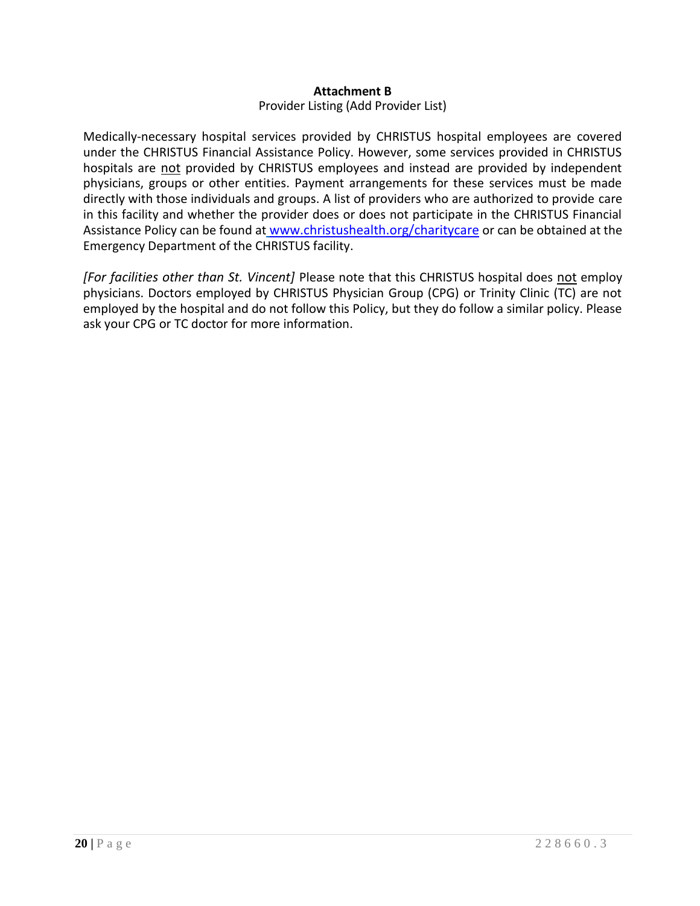**Attachment B**

Provider Listing (Add Provider List)

Medically-necessary hospital services provided by CHRISTUS hospital employees are covered under the CHRISTUS Financial Assistance Policy. However, some services provided in CHRISTUS hospitals are not provided by CHRISTUS employees and instead are provided by independent physicians, groups or other entities. Payment arrangements for these services must be made directly with those individuals and groups. A list of providers who are authorized to provide care in this facility and whether the provider does or does not participate in the CHRISTUS Financial Assistance Policy can be found at www.christushealth.org/charitycare or can be obtained at the Emergency Department of the CHRISTUS facility.

*[For facilities other than St. Vincent]* Please note that this CHRISTUS hospital does not employ physicians. Doctors employed by CHRISTUS Physician Group (CPG) or Trinity Clinic (TC) are not employed by the hospital and do not follow this Policy, but they do follow a similar policy. Please ask your CPG or TC doctor for more information.